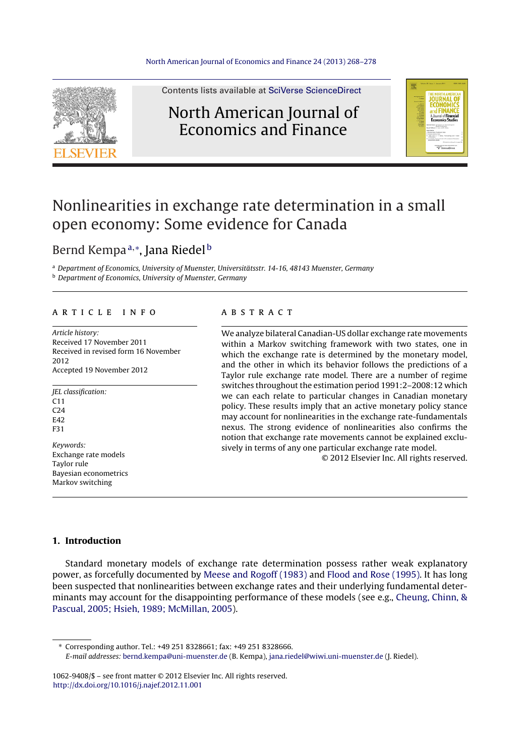# Nonlinearities in exchange rate determination in a small open economy: Some evidence for Canada

Bernd Kempa[a,*], Jana Riedel[b]

[a] Department of Economics, University of Muenster, Universitätsstr. 14-16, 48143 Muenster, Germany
[b] Department of Economics, University of Muenster, Germany

## ARTICLE INFO

*Article history:*
Received 17 November 2011
Received in revised form 16 November 2012
Accepted 19 November 2012

*JEL classification:*
C11
C24
E42
F31

*Keywords:*
Exchange rate models
Taylor rule
Bayesian econometrics
Markov switching

## ABSTRACT

We analyze bilateral Canadian-US dollar exchange rate movements within a Markov switching framework with two states, one in which the exchange rate is determined by the monetary model, and the other in which its behavior follows the predictions of a Taylor rule exchange rate model. There are a number of regime switches throughout the estimation period 1991:2–2008:12 which we can each relate to particular changes in Canadian monetary policy. These results imply that an active monetary policy stance may account for nonlinearities in the exchange rate-fundamentals nexus. The strong evidence of nonlinearities also confirms the notion that exchange rate movements cannot be explained exclusively in terms of any one particular exchange rate model.

© 2012 Elsevier Inc. All rights reserved.

## 1. Introduction

Standard monetary models of exchange rate determination possess rather weak explanatory power, as forcefully documented by Meese and Rogoff (1983) and Flood and Rose (1995). It has long been suspected that nonlinearities between exchange rates and their underlying fundamental determinants may account for the disappointing performance of these models (see e.g., Cheung, Chinn, & Pascual, 2005; Hsieh, 1989; McMillan, 2005).

* Corresponding author. Tel.: +49 251 8328661; fax: +49 251 8328666.
*E-mail addresses:* bernd.kempa@uni-muenster.de (B. Kempa), jana.riedel@wiwi.uni-muenster.de (J. Riedel).

1062-9408/$ – see front matter © 2012 Elsevier Inc. All rights reserved.
http://dx.doi.org/10.1016/j.najef.2012.11.001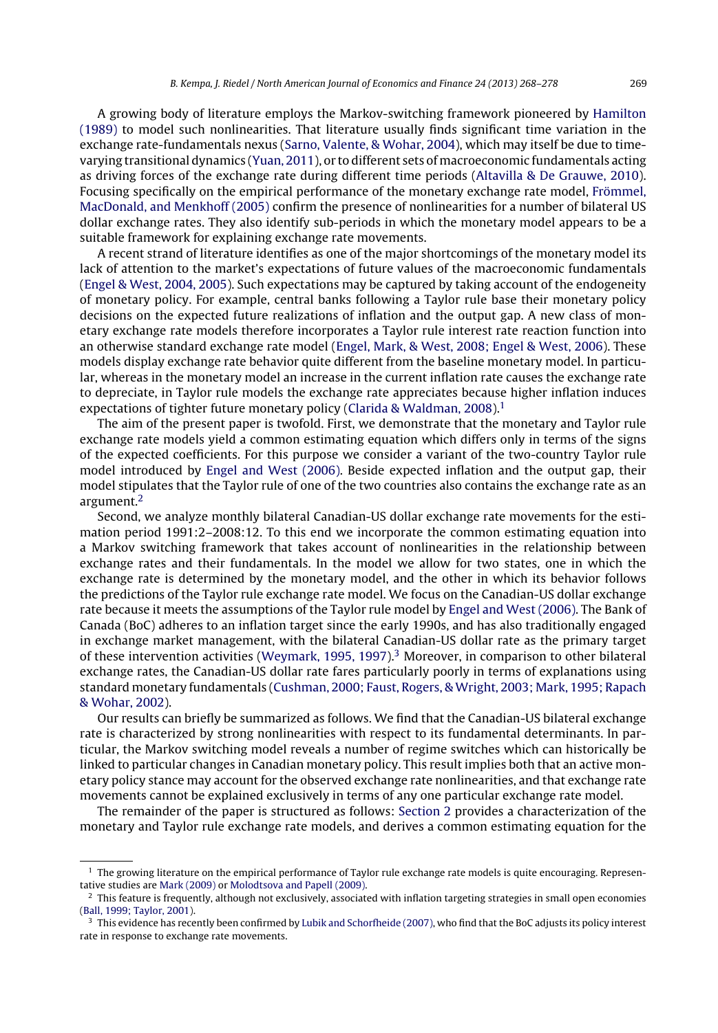A growing body of literature employs the Markov-switching framework pioneered by Hamilton (1989) to model such nonlinearities. That literature usually finds significant time variation in the exchange rate-fundamentals nexus (Sarno, Valente, & Wohar, 2004), which may itself be due to time-varying transitional dynamics (Yuan, 2011), or to different sets of macroeconomic fundamentals acting as driving forces of the exchange rate during different time periods (Altavilla & De Grauwe, 2010). Focusing specifically on the empirical performance of the monetary exchange rate model, Frömmel, MacDonald, and Menkhoff (2005) confirm the presence of nonlinearities for a number of bilateral US dollar exchange rates. They also identify sub-periods in which the monetary model appears to be a suitable framework for explaining exchange rate movements.

A recent strand of literature identifies as one of the major shortcomings of the monetary model its lack of attention to the market's expectations of future values of the macroeconomic fundamentals (Engel & West, 2004, 2005). Such expectations may be captured by taking account of the endogeneity of monetary policy. For example, central banks following a Taylor rule base their monetary policy decisions on the expected future realizations of inflation and the output gap. A new class of monetary exchange rate models therefore incorporates a Taylor rule interest rate reaction function into an otherwise standard exchange rate model (Engel, Mark, & West, 2008; Engel & West, 2006). These models display exchange rate behavior quite different from the baseline monetary model. In particular, whereas in the monetary model an increase in the current inflation rate causes the exchange rate to depreciate, in Taylor rule models the exchange rate appreciates because higher inflation induces expectations of tighter future monetary policy (Clarida & Waldman, 2008).[1]

The aim of the present paper is twofold. First, we demonstrate that the monetary and Taylor rule exchange rate models yield a common estimating equation which differs only in terms of the signs of the expected coefficients. For this purpose we consider a variant of the two-country Taylor rule model introduced by Engel and West (2006). Beside expected inflation and the output gap, their model stipulates that the Taylor rule of one of the two countries also contains the exchange rate as an argument.[2]

Second, we analyze monthly bilateral Canadian-US dollar exchange rate movements for the estimation period 1991:2–2008:12. To this end we incorporate the common estimating equation into a Markov switching framework that takes account of nonlinearities in the relationship between exchange rates and their fundamentals. In the model we allow for two states, one in which the exchange rate is determined by the monetary model, and the other in which its behavior follows the predictions of the Taylor rule exchange rate model. We focus on the Canadian-US dollar exchange rate because it meets the assumptions of the Taylor rule model by Engel and West (2006). The Bank of Canada (BoC) adheres to an inflation target since the early 1990s, and has also traditionally engaged in exchange market management, with the bilateral Canadian-US dollar rate as the primary target of these intervention activities (Weymark, 1995, 1997).[3] Moreover, in comparison to other bilateral exchange rates, the Canadian-US dollar rate fares particularly poorly in terms of explanations using standard monetary fundamentals (Cushman, 2000; Faust, Rogers, & Wright, 2003; Mark, 1995; Rapach & Wohar, 2002).

Our results can briefly be summarized as follows. We find that the Canadian-US bilateral exchange rate is characterized by strong nonlinearities with respect to its fundamental determinants. In particular, the Markov switching model reveals a number of regime switches which can historically be linked to particular changes in Canadian monetary policy. This result implies both that an active monetary policy stance may account for the observed exchange rate nonlinearities, and that exchange rate movements cannot be explained exclusively in terms of any one particular exchange rate model.

The remainder of the paper is structured as follows: Section 2 provides a characterization of the monetary and Taylor rule exchange rate models, and derives a common estimating equation for the

[1] The growing literature on the empirical performance of Taylor rule exchange rate models is quite encouraging. Representative studies are Mark (2009) or Molodtsova and Papell (2009).

[2] This feature is frequently, although not exclusively, associated with inflation targeting strategies in small open economies (Ball, 1999; Taylor, 2001).

[3] This evidence has recently been confirmed by Lubik and Schorfheide (2007), who find that the BoC adjusts its policy interest rate in response to exchange rate movements.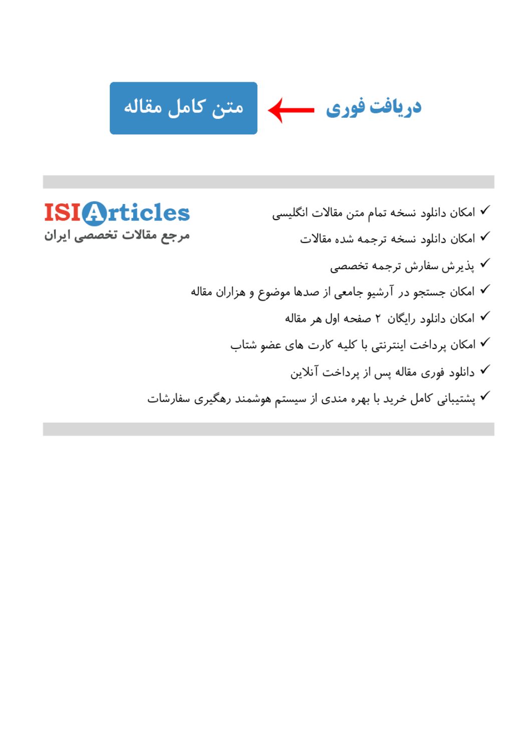دریافت فوری ← **متن کامل مقاله**

**ISIArticles**
مرجع مقالات تخصصی ایران

- ✓ امکان دانلود نسخه تمام متن مقالات انگلیسی
- ✓ امکان دانلود نسخه ترجمه شده مقالات
- ✓ پذیرش سفارش ترجمه تخصصی
- ✓ امکان جستجو در آرشیو جامعی از صدها موضوع و هزاران مقاله
- ✓ امکان دانلود رایگان ۲ صفحه اول هر مقاله
- ✓ امکان پرداخت اینترنتی با کلیه کارت های عضو شتاب
- ✓ دانلود فوری مقاله پس از پرداخت آنلاین
- ✓ پشتیبانی کامل خرید با بهره مندی از سیستم هوشمند رهگیری سفارشات